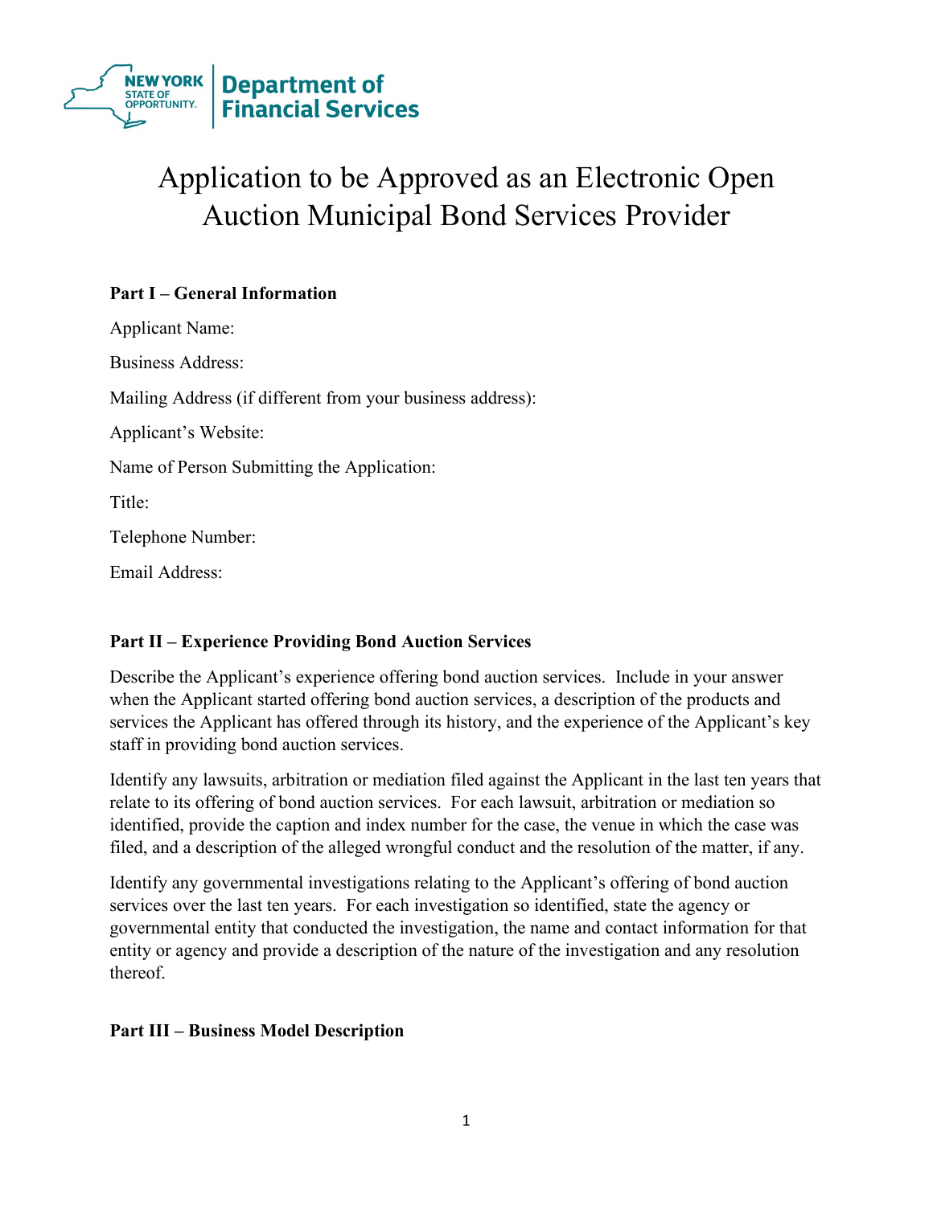# Application to be Approved as an Electronic Open Auction Municipal Bond Services Provider

## Part I – General Information

Applicant Name:

Business Address:

Mailing Address (if different from your business address):

Applicant's Website:

Name of Person Submitting the Application:

Title:

Telephone Number:

Email Address:

## Part II – Experience Providing Bond Auction Services

Describe the Applicant's experience offering bond auction services. Include in your answer when the Applicant started offering bond auction services, a description of the products and services the Applicant has offered through its history, and the experience of the Applicant's key staff in providing bond auction services.

Identify any lawsuits, arbitration or mediation filed against the Applicant in the last ten years that relate to its offering of bond auction services. For each lawsuit, arbitration or mediation so identified, provide the caption and index number for the case, the venue in which the case was filed, and a description of the alleged wrongful conduct and the resolution of the matter, if any.

Identify any governmental investigations relating to the Applicant's offering of bond auction services over the last ten years. For each investigation so identified, state the agency or governmental entity that conducted the investigation, the name and contact information for that entity or agency and provide a description of the nature of the investigation and any resolution thereof.

## Part III – Business Model Description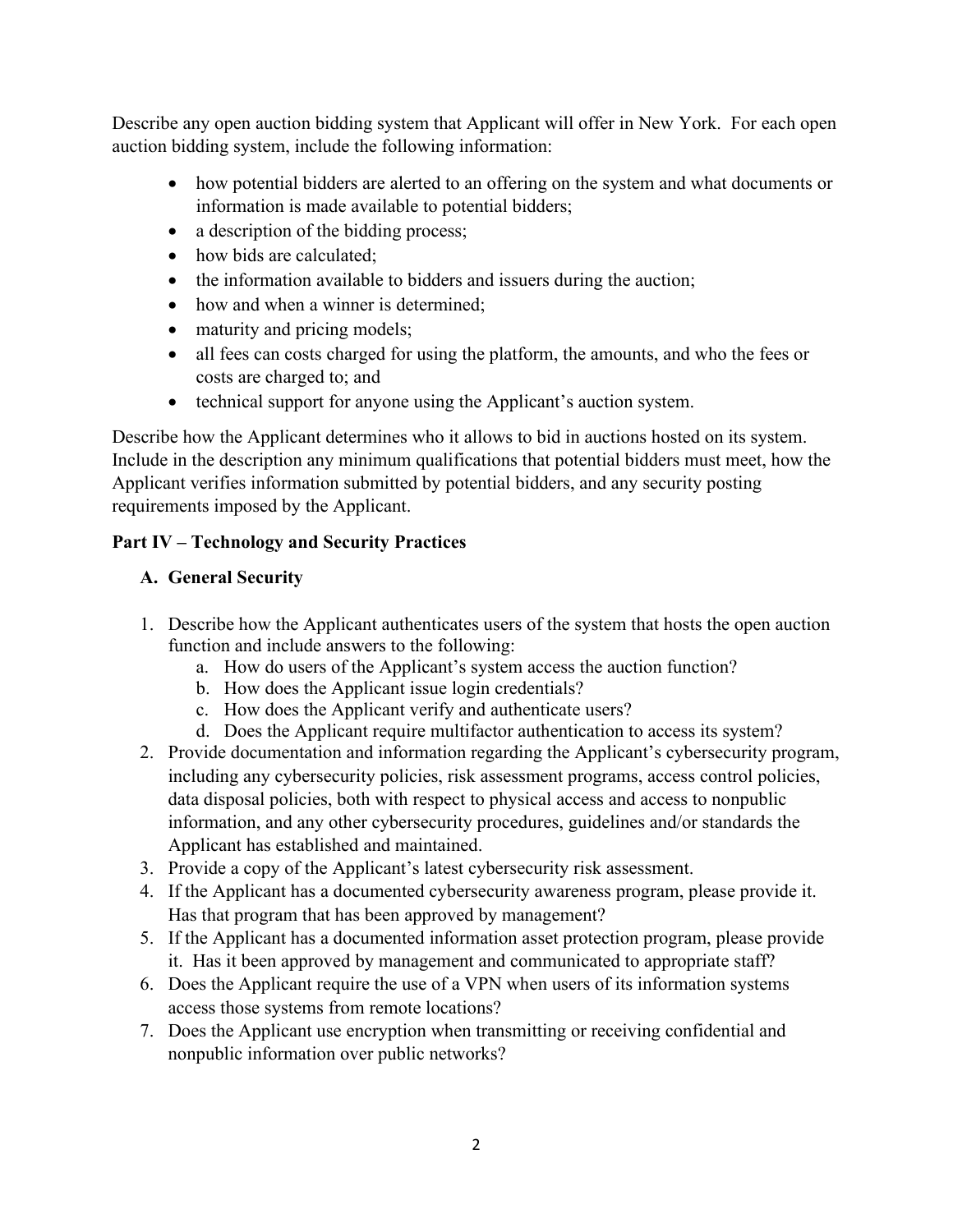Describe any open auction bidding system that Applicant will offer in New York. For each open auction bidding system, include the following information:

- how potential bidders are alerted to an offering on the system and what documents or information is made available to potential bidders;
- a description of the bidding process;
- how bids are calculated;
- the information available to bidders and issuers during the auction;
- how and when a winner is determined;
- maturity and pricing models;
- all fees can costs charged for using the platform, the amounts, and who the fees or costs are charged to; and
- technical support for anyone using the Applicant's auction system.

Describe how the Applicant determines who it allows to bid in auctions hosted on its system. Include in the description any minimum qualifications that potential bidders must meet, how the Applicant verifies information submitted by potential bidders, and any security posting requirements imposed by the Applicant.

## Part IV – Technology and Security Practices

### A. General Security

1. Describe how the Applicant authenticates users of the system that hosts the open auction function and include answers to the following:
   a. How do users of the Applicant's system access the auction function?
   b. How does the Applicant issue login credentials?
   c. How does the Applicant verify and authenticate users?
   d. Does the Applicant require multifactor authentication to access its system?
2. Provide documentation and information regarding the Applicant's cybersecurity program, including any cybersecurity policies, risk assessment programs, access control policies, data disposal policies, both with respect to physical access and access to nonpublic information, and any other cybersecurity procedures, guidelines and/or standards the Applicant has established and maintained.
3. Provide a copy of the Applicant's latest cybersecurity risk assessment.
4. If the Applicant has a documented cybersecurity awareness program, please provide it. Has that program that has been approved by management?
5. If the Applicant has a documented information asset protection program, please provide it. Has it been approved by management and communicated to appropriate staff?
6. Does the Applicant require the use of a VPN when users of its information systems access those systems from remote locations?
7. Does the Applicant use encryption when transmitting or receiving confidential and nonpublic information over public networks?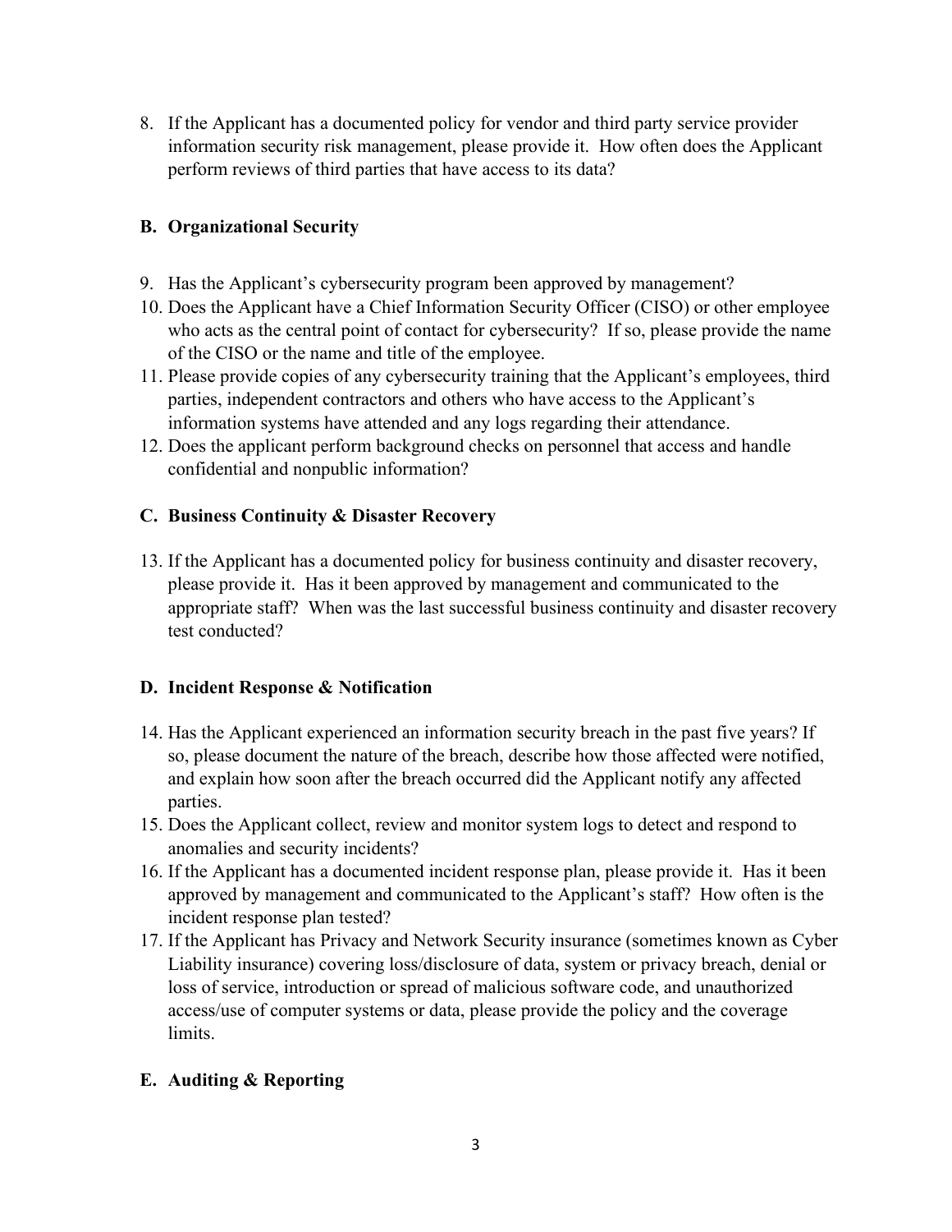8. If the Applicant has a documented policy for vendor and third party service provider information security risk management, please provide it. How often does the Applicant perform reviews of third parties that have access to its data?

## B. Organizational Security

9. Has the Applicant's cybersecurity program been approved by management?
10. Does the Applicant have a Chief Information Security Officer (CISO) or other employee who acts as the central point of contact for cybersecurity? If so, please provide the name of the CISO or the name and title of the employee.
11. Please provide copies of any cybersecurity training that the Applicant's employees, third parties, independent contractors and others who have access to the Applicant's information systems have attended and any logs regarding their attendance.
12. Does the applicant perform background checks on personnel that access and handle confidential and nonpublic information?

## C. Business Continuity & Disaster Recovery

13. If the Applicant has a documented policy for business continuity and disaster recovery, please provide it. Has it been approved by management and communicated to the appropriate staff? When was the last successful business continuity and disaster recovery test conducted?

## D. Incident Response & Notification

14. Has the Applicant experienced an information security breach in the past five years? If so, please document the nature of the breach, describe how those affected were notified, and explain how soon after the breach occurred did the Applicant notify any affected parties.
15. Does the Applicant collect, review and monitor system logs to detect and respond to anomalies and security incidents?
16. If the Applicant has a documented incident response plan, please provide it. Has it been approved by management and communicated to the Applicant's staff? How often is the incident response plan tested?
17. If the Applicant has Privacy and Network Security insurance (sometimes known as Cyber Liability insurance) covering loss/disclosure of data, system or privacy breach, denial or loss of service, introduction or spread of malicious software code, and unauthorized access/use of computer systems or data, please provide the policy and the coverage limits.

## E. Auditing & Reporting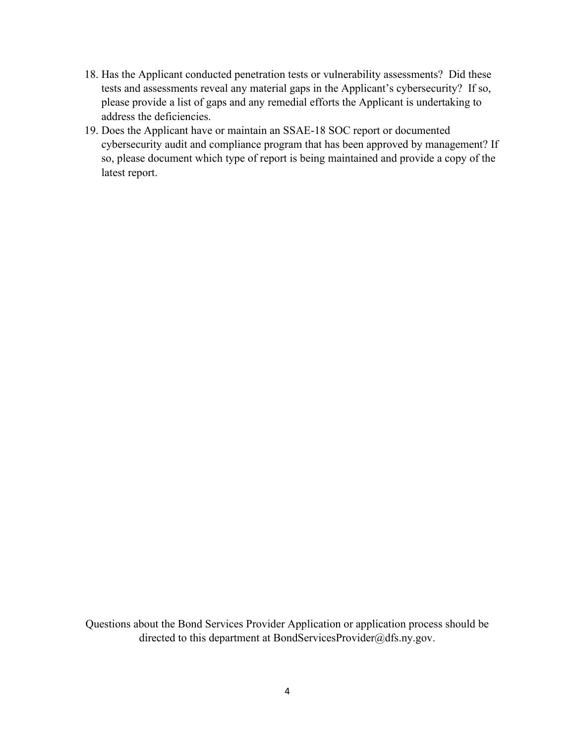18. Has the Applicant conducted penetration tests or vulnerability assessments? Did these tests and assessments reveal any material gaps in the Applicant's cybersecurity? If so, please provide a list of gaps and any remedial efforts the Applicant is undertaking to address the deficiencies.
19. Does the Applicant have or maintain an SSAE-18 SOC report or documented cybersecurity audit and compliance program that has been approved by management? If so, please document which type of report is being maintained and provide a copy of the latest report.

Questions about the Bond Services Provider Application or application process should be directed to this department at BondServicesProvider@dfs.ny.gov.